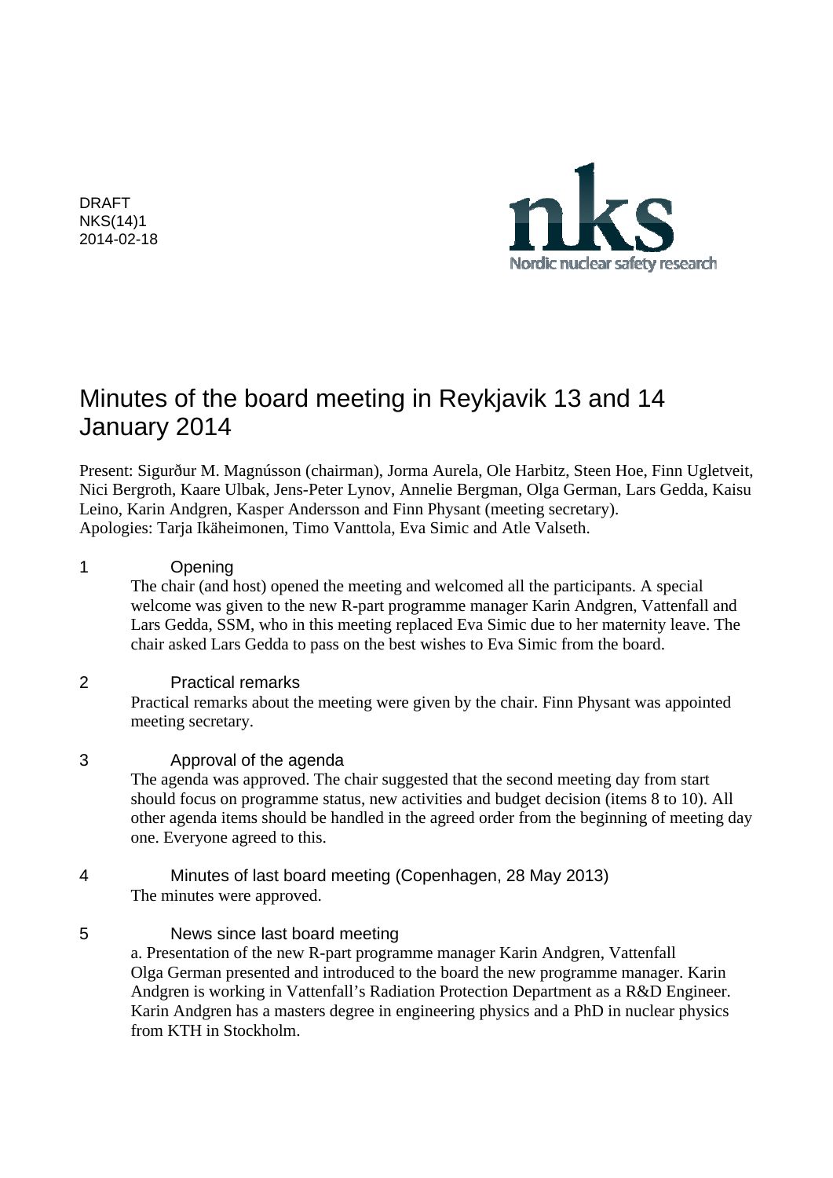DRAFT
NKS(14)1
2014-02-18

nks
Nordic nuclear safety research

# Minutes of the board meeting in Reykjavik 13 and 14 January 2014

Present: Sigurður M. Magnússon (chairman), Jorma Aurela, Ole Harbitz, Steen Hoe, Finn Ugletveit, Nici Bergroth, Kaare Ulbak, Jens-Peter Lynov, Annelie Bergman, Olga German, Lars Gedda, Kaisu Leino, Karin Andgren, Kasper Andersson and Finn Physant (meeting secretary).
Apologies: Tarja Ikäheimonen, Timo Vanttola, Eva Simic and Atle Valseth.

## 1 Opening

The chair (and host) opened the meeting and welcomed all the participants. A special welcome was given to the new R-part programme manager Karin Andgren, Vattenfall and Lars Gedda, SSM, who in this meeting replaced Eva Simic due to her maternity leave. The chair asked Lars Gedda to pass on the best wishes to Eva Simic from the board.

## 2 Practical remarks

Practical remarks about the meeting were given by the chair. Finn Physant was appointed meeting secretary.

## 3 Approval of the agenda

The agenda was approved. The chair suggested that the second meeting day from start should focus on programme status, new activities and budget decision (items 8 to 10). All other agenda items should be handled in the agreed order from the beginning of meeting day one. Everyone agreed to this.

## 4 Minutes of last board meeting (Copenhagen, 28 May 2013)

The minutes were approved.

## 5 News since last board meeting

a. Presentation of the new R-part programme manager Karin Andgren, Vattenfall
Olga German presented and introduced to the board the new programme manager. Karin Andgren is working in Vattenfall's Radiation Protection Department as a R&D Engineer. Karin Andgren has a masters degree in engineering physics and a PhD in nuclear physics from KTH in Stockholm.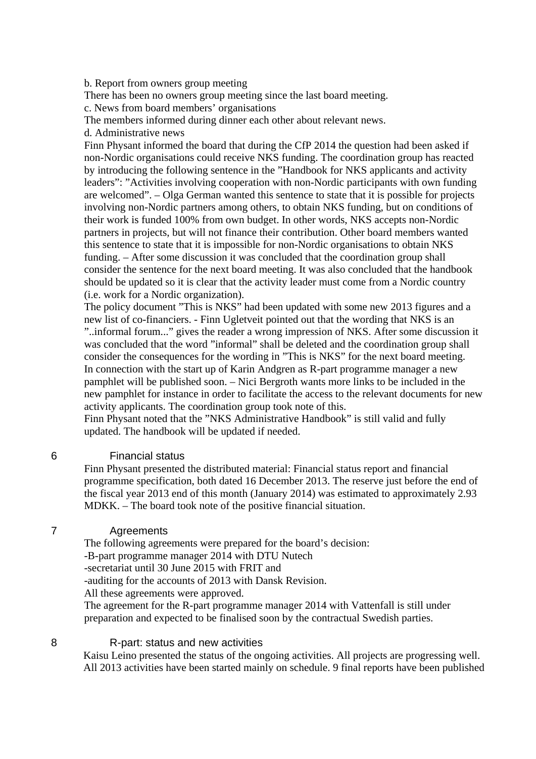b. Report from owners group meeting

There has been no owners group meeting since the last board meeting.

c. News from board members’ organisations

The members informed during dinner each other about relevant news.

d. Administrative news

Finn Physant informed the board that during the CfP 2014 the question had been asked if non-Nordic organisations could receive NKS funding. The coordination group has reacted by introducing the following sentence in the ”Handbook for NKS applicants and activity leaders”: ”Activities involving cooperation with non-Nordic participants with own funding are welcomed”. – Olga German wanted this sentence to state that it is possible for projects involving non-Nordic partners among others, to obtain NKS funding, but on conditions of their work is funded 100% from own budget. In other words, NKS accepts non-Nordic partners in projects, but will not finance their contribution. Other board members wanted this sentence to state that it is impossible for non-Nordic organisations to obtain NKS funding. – After some discussion it was concluded that the coordination group shall consider the sentence for the next board meeting. It was also concluded that the handbook should be updated so it is clear that the activity leader must come from a Nordic country (i.e. work for a Nordic organization).

The policy document ”This is NKS” had been updated with some new 2013 figures and a new list of co-financiers. - Finn Ugletveit pointed out that the wording that NKS is an ”..informal forum...” gives the reader a wrong impression of NKS. After some discussion it was concluded that the word ”informal” shall be deleted and the coordination group shall consider the consequences for the wording in ”This is NKS” for the next board meeting.

In connection with the start up of Karin Andgren as R-part programme manager a new pamphlet will be published soon. – Nici Bergroth wants more links to be included in the new pamphlet for instance in order to facilitate the access to the relevant documents for new activity applicants. The coordination group took note of this.

Finn Physant noted that the ”NKS Administrative Handbook” is still valid and fully updated. The handbook will be updated if needed.

## 6 Financial status

Finn Physant presented the distributed material: Financial status report and financial programme specification, both dated 16 December 2013. The reserve just before the end of the fiscal year 2013 end of this month (January 2014) was estimated to approximately 2.93 MDKK. – The board took note of the positive financial situation.

## 7 Agreements

The following agreements were prepared for the board’s decision:

-B-part programme manager 2014 with DTU Nutech

-secretariat until 30 June 2015 with FRIT and

-auditing for the accounts of 2013 with Dansk Revision.

All these agreements were approved.

The agreement for the R-part programme manager 2014 with Vattenfall is still under preparation and expected to be finalised soon by the contractual Swedish parties.

## 8 R-part: status and new activities

Kaisu Leino presented the status of the ongoing activities. All projects are progressing well. All 2013 activities have been started mainly on schedule. 9 final reports have been published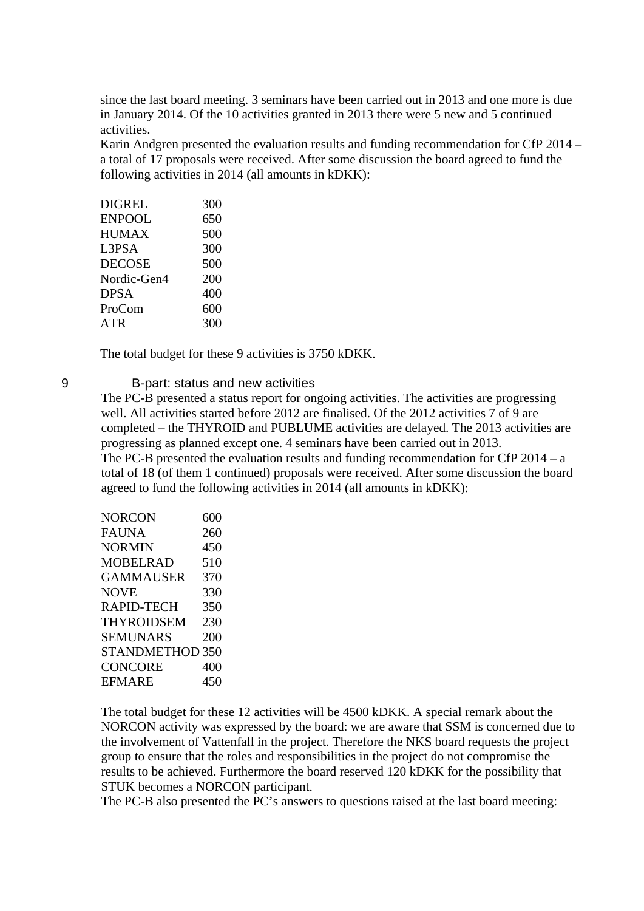since the last board meeting. 3 seminars have been carried out in 2013 and one more is due in January 2014. Of the 10 activities granted in 2013 there were 5 new and 5 continued activities.
Karin Andgren presented the evaluation results and funding recommendation for CfP 2014 – a total of 17 proposals were received. After some discussion the board agreed to fund the following activities in 2014 (all amounts in kDKK):

| | |
|---|---|
| DIGREL | 300 |
| ENPOOL | 650 |
| HUMAX | 500 |
| L3PSA | 300 |
| DECOSE | 500 |
| Nordic-Gen4 | 200 |
| DPSA | 400 |
| ProCom | 600 |
| ATR | 300 |

The total budget for these 9 activities is 3750 kDKK.

## 9 B-part: status and new activities

The PC-B presented a status report for ongoing activities. The activities are progressing well. All activities started before 2012 are finalised. Of the 2012 activities 7 of 9 are completed – the THYROID and PUBLUME activities are delayed. The 2013 activities are progressing as planned except one. 4 seminars have been carried out in 2013.
The PC-B presented the evaluation results and funding recommendation for CfP 2014 – a total of 18 (of them 1 continued) proposals were received. After some discussion the board agreed to fund the following activities in 2014 (all amounts in kDKK):

| | |
|---|---|
| NORCON | 600 |
| FAUNA | 260 |
| NORMIN | 450 |
| MOBELRAD | 510 |
| GAMMAUSER | 370 |
| NOVE | 330 |
| RAPID-TECH | 350 |
| THYROIDSEM | 230 |
| SEMUNARS | 200 |
| STANDMETHOD | 350 |
| CONCORE | 400 |
| EFMARE | 450 |

The total budget for these 12 activities will be 4500 kDKK. A special remark about the NORCON activity was expressed by the board: we are aware that SSM is concerned due to the involvement of Vattenfall in the project. Therefore the NKS board requests the project group to ensure that the roles and responsibilities in the project do not compromise the results to be achieved. Furthermore the board reserved 120 kDKK for the possibility that STUK becomes a NORCON participant.
The PC-B also presented the PC's answers to questions raised at the last board meeting: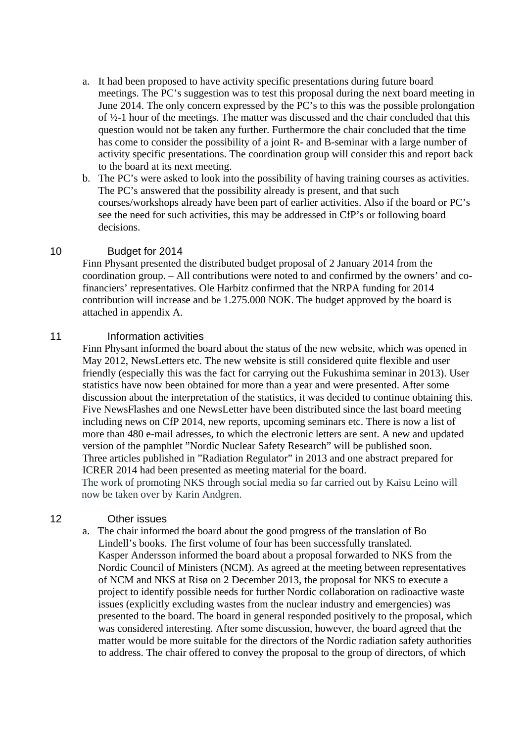a. It had been proposed to have activity specific presentations during future board meetings. The PC's suggestion was to test this proposal during the next board meeting in June 2014. The only concern expressed by the PC's to this was the possible prolongation of ½-1 hour of the meetings. The matter was discussed and the chair concluded that this question would not be taken any further. Furthermore the chair concluded that the time has come to consider the possibility of a joint R- and B-seminar with a large number of activity specific presentations. The coordination group will consider this and report back to the board at its next meeting.
b. The PC's were asked to look into the possibility of having training courses as activities. The PC's answered that the possibility already is present, and that such courses/workshops already have been part of earlier activities. Also if the board or PC's see the need for such activities, this may be addressed in CfP's or following board decisions.

## 10 Budget for 2014

Finn Physant presented the distributed budget proposal of 2 January 2014 from the coordination group. – All contributions were noted to and confirmed by the owners' and co-financiers' representatives. Ole Harbitz confirmed that the NRPA funding for 2014 contribution will increase and be 1.275.000 NOK. The budget approved by the board is attached in appendix A.

## 11 Information activities

Finn Physant informed the board about the status of the new website, which was opened in May 2012, NewsLetters etc. The new website is still considered quite flexible and user friendly (especially this was the fact for carrying out the Fukushima seminar in 2013). User statistics have now been obtained for more than a year and were presented. After some discussion about the interpretation of the statistics, it was decided to continue obtaining this. Five NewsFlashes and one NewsLetter have been distributed since the last board meeting including news on CfP 2014, new reports, upcoming seminars etc. There is now a list of more than 480 e-mail adresses, to which the electronic letters are sent. A new and updated version of the pamphlet "Nordic Nuclear Safety Research" will be published soon.
Three articles published in "Radiation Regulator" in 2013 and one abstract prepared for ICRER 2014 had been presented as meeting material for the board.
The work of promoting NKS through social media so far carried out by Kaisu Leino will now be taken over by Karin Andgren.

## 12 Other issues

a. The chair informed the board about the good progress of the translation of Bo Lindell's books. The first volume of four has been successfully translated.
Kasper Andersson informed the board about a proposal forwarded to NKS from the Nordic Council of Ministers (NCM). As agreed at the meeting between representatives of NCM and NKS at Risø on 2 December 2013, the proposal for NKS to execute a project to identify possible needs for further Nordic collaboration on radioactive waste issues (explicitly excluding wastes from the nuclear industry and emergencies) was presented to the board. The board in general responded positively to the proposal, which was considered interesting. After some discussion, however, the board agreed that the matter would be more suitable for the directors of the Nordic radiation safety authorities to address. The chair offered to convey the proposal to the group of directors, of which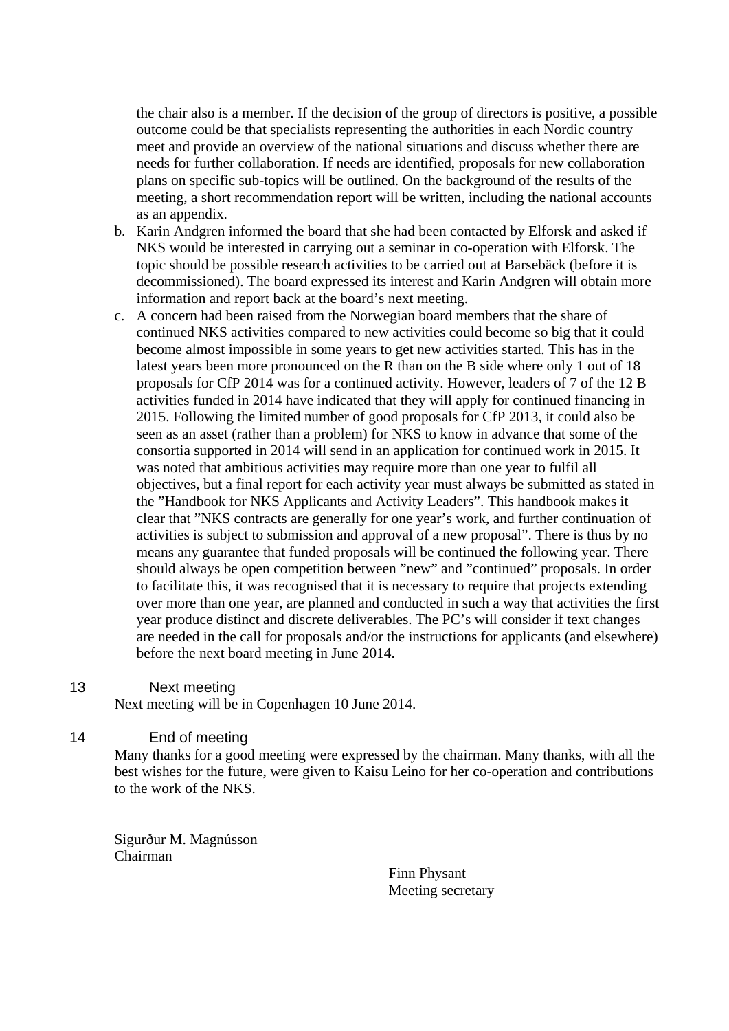the chair also is a member. If the decision of the group of directors is positive, a possible outcome could be that specialists representing the authorities in each Nordic country meet and provide an overview of the national situations and discuss whether there are needs for further collaboration. If needs are identified, proposals for new collaboration plans on specific sub-topics will be outlined. On the background of the results of the meeting, a short recommendation report will be written, including the national accounts as an appendix.

b. Karin Andgren informed the board that she had been contacted by Elforsk and asked if NKS would be interested in carrying out a seminar in co-operation with Elforsk. The topic should be possible research activities to be carried out at Barsebäck (before it is decommissioned). The board expressed its interest and Karin Andgren will obtain more information and report back at the board's next meeting.

c. A concern had been raised from the Norwegian board members that the share of continued NKS activities compared to new activities could become so big that it could become almost impossible in some years to get new activities started. This has in the latest years been more pronounced on the R than on the B side where only 1 out of 18 proposals for CfP 2014 was for a continued activity. However, leaders of 7 of the 12 B activities funded in 2014 have indicated that they will apply for continued financing in 2015. Following the limited number of good proposals for CfP 2013, it could also be seen as an asset (rather than a problem) for NKS to know in advance that some of the consortia supported in 2014 will send in an application for continued work in 2015. It was noted that ambitious activities may require more than one year to fulfil all objectives, but a final report for each activity year must always be submitted as stated in the "Handbook for NKS Applicants and Activity Leaders". This handbook makes it clear that "NKS contracts are generally for one year's work, and further continuation of activities is subject to submission and approval of a new proposal". There is thus by no means any guarantee that funded proposals will be continued the following year. There should always be open competition between "new" and "continued" proposals. In order to facilitate this, it was recognised that it is necessary to require that projects extending over more than one year, are planned and conducted in such a way that activities the first year produce distinct and discrete deliverables. The PC's will consider if text changes are needed in the call for proposals and/or the instructions for applicants (and elsewhere) before the next board meeting in June 2014.

## 13 Next meeting

Next meeting will be in Copenhagen 10 June 2014.

## 14 End of meeting

Many thanks for a good meeting were expressed by the chairman. Many thanks, with all the best wishes for the future, were given to Kaisu Leino for her co-operation and contributions to the work of the NKS.

Sigurður M. Magnússon
Chairman

Finn Physant
Meeting secretary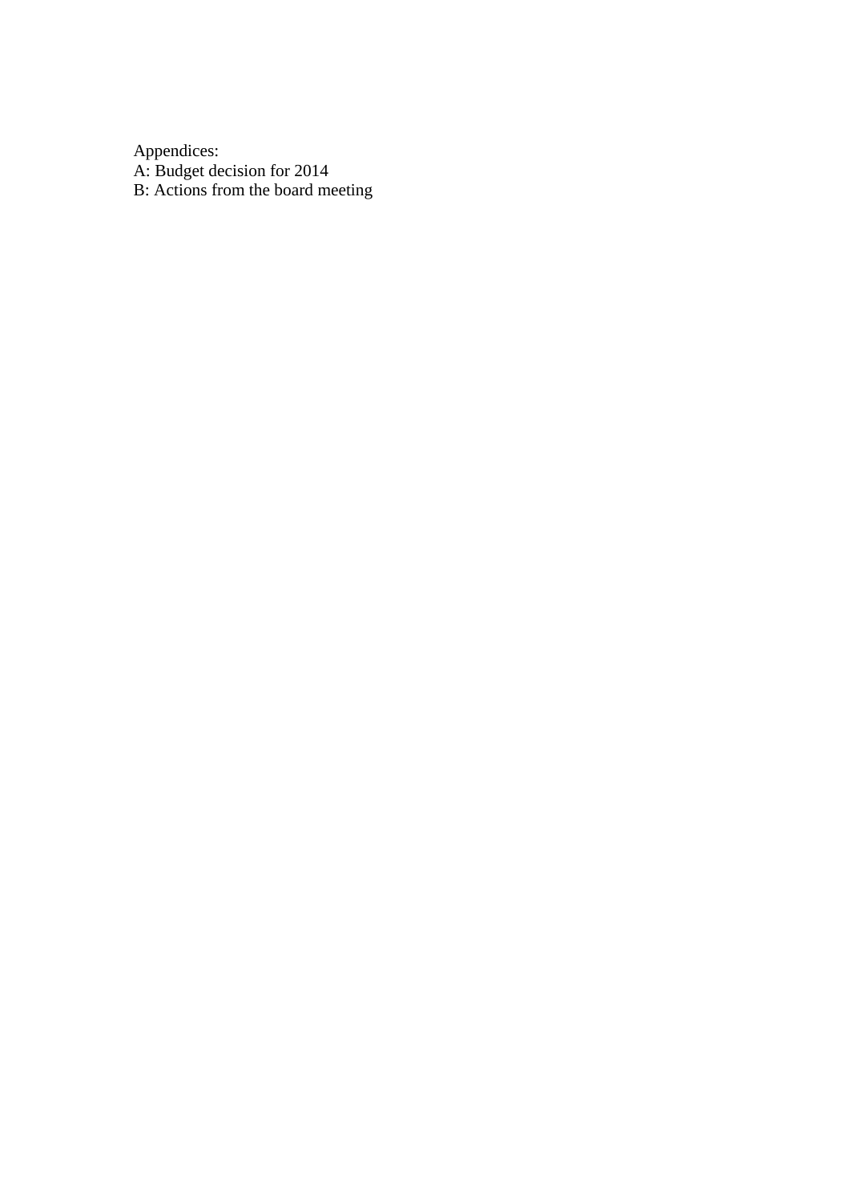Appendices:
A: Budget decision for 2014
B: Actions from the board meeting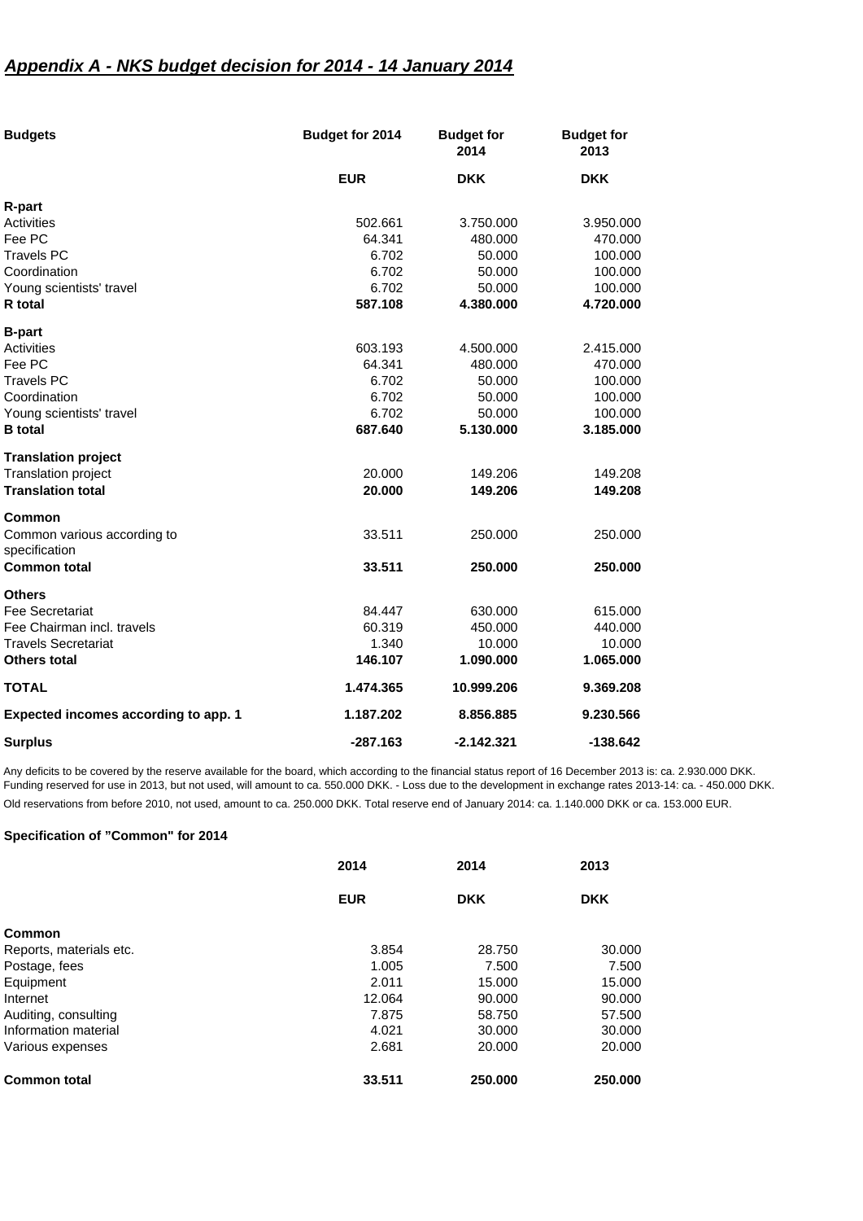## ***Appendix A - NKS budget decision for 2014 - 14 January 2014***

| Budgets | Budget for 2014 | Budget for 2014 | Budget for 2013 |
|---|---|---|---|
| | **EUR** | **DKK** | **DKK** |
| **R-part** | | | |
| Activities | 502.661 | 3.750.000 | 3.950.000 |
| Fee PC | 64.341 | 480.000 | 470.000 |
| Travels PC | 6.702 | 50.000 | 100.000 |
| Coordination | 6.702 | 50.000 | 100.000 |
| Young scientists' travel | 6.702 | 50.000 | 100.000 |
| **R total** | **587.108** | **4.380.000** | **4.720.000** |
| **B-part** | | | |
| Activities | 603.193 | 4.500.000 | 2.415.000 |
| Fee PC | 64.341 | 480.000 | 470.000 |
| Travels PC | 6.702 | 50.000 | 100.000 |
| Coordination | 6.702 | 50.000 | 100.000 |
| Young scientists' travel | 6.702 | 50.000 | 100.000 |
| **B total** | **687.640** | **5.130.000** | **3.185.000** |
| **Translation project** | | | |
| Translation project | 20.000 | 149.206 | 149.208 |
| **Translation total** | **20.000** | **149.206** | **149.208** |
| **Common** | | | |
| Common various according to specification | 33.511 | 250.000 | 250.000 |
| **Common total** | **33.511** | **250.000** | **250.000** |
| **Others** | | | |
| Fee Secretariat | 84.447 | 630.000 | 615.000 |
| Fee Chairman incl. travels | 60.319 | 450.000 | 440.000 |
| Travels Secretariat | 1.340 | 10.000 | 10.000 |
| **Others total** | **146.107** | **1.090.000** | **1.065.000** |
| **TOTAL** | **1.474.365** | **10.999.206** | **9.369.208** |
| **Expected incomes according to app. 1** | **1.187.202** | **8.856.885** | **9.230.566** |
| **Surplus** | **-287.163** | **-2.142.321** | **-138.642** |

Any deficits to be covered by the reserve available for the board, which according to the financial status report of 16 December 2013 is: ca. 2.930.000 DKK.
Funding reserved for use in 2013, but not used, will amount to ca. 550.000 DKK. - Loss due to the development in exchange rates 2013-14: ca. - 450.000 DKK.
Old reservations from before 2010, not used, amount to ca. 250.000 DKK. Total reserve end of January 2014: ca. 1.140.000 DKK or ca. 153.000 EUR.

**Specification of "Common" for 2014**

| | 2014 | 2014 | 2013 |
|---|---|---|---|
| | **EUR** | **DKK** | **DKK** |
| **Common** | | | |
| Reports, materials etc. | 3.854 | 28.750 | 30.000 |
| Postage, fees | 1.005 | 7.500 | 7.500 |
| Equipment | 2.011 | 15.000 | 15.000 |
| Internet | 12.064 | 90.000 | 90.000 |
| Auditing, consulting | 7.875 | 58.750 | 57.500 |
| Information material | 4.021 | 30.000 | 30.000 |
| Various expenses | 2.681 | 20.000 | 20.000 |
| **Common total** | **33.511** | **250.000** | **250.000** |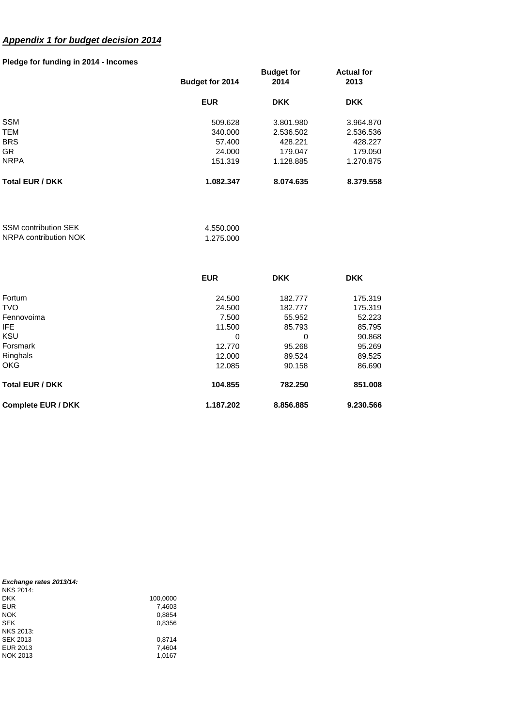## ***Appendix 1 for budget decision 2014***

**Pledge for funding in 2014 - Incomes**

| | Budget for 2014 | Budget for 2014 | Actual for 2013 |
|---|---|---|---|
| | **EUR** | **DKK** | **DKK** |
| SSM | 509.628 | 3.801.980 | 3.964.870 |
| TEM | 340.000 | 2.536.502 | 2.536.536 |
| BRS | 57.400 | 428.221 | 428.227 |
| GR | 24.000 | 179.047 | 179.050 |
| NRPA | 151.319 | 1.128.885 | 1.270.875 |
| **Total EUR / DKK** | **1.082.347** | **8.074.635** | **8.379.558** |

| | |
|---|---|
| SSM contribution SEK | 4.550.000 |
| NRPA contribution NOK | 1.275.000 |

| | EUR | DKK | DKK |
|---|---|---|---|
| Fortum | 24.500 | 182.777 | 175.319 |
| TVO | 24.500 | 182.777 | 175.319 |
| Fennovoima | 7.500 | 55.952 | 52.223 |
| IFE | 11.500 | 85.793 | 85.795 |
| KSU | 0 | 0 | 90.868 |
| Forsmark | 12.770 | 95.268 | 95.269 |
| Ringhals | 12.000 | 89.524 | 89.525 |
| OKG | 12.085 | 90.158 | 86.690 |
| **Total EUR / DKK** | **104.855** | **782.250** | **851.008** |
| **Complete EUR / DKK** | **1.187.202** | **8.856.885** | **9.230.566** |

***Exchange rates 2013/14:***

| | |
|---|---|
| NKS 2014: | |
| DKK | 100,0000 |
| EUR | 7,4603 |
| NOK | 0,8854 |
| SEK | 0,8356 |
| NKS 2013: | |
| SEK 2013 | 0,8714 |
| EUR 2013 | 7,4604 |
| NOK 2013 | 1,0167 |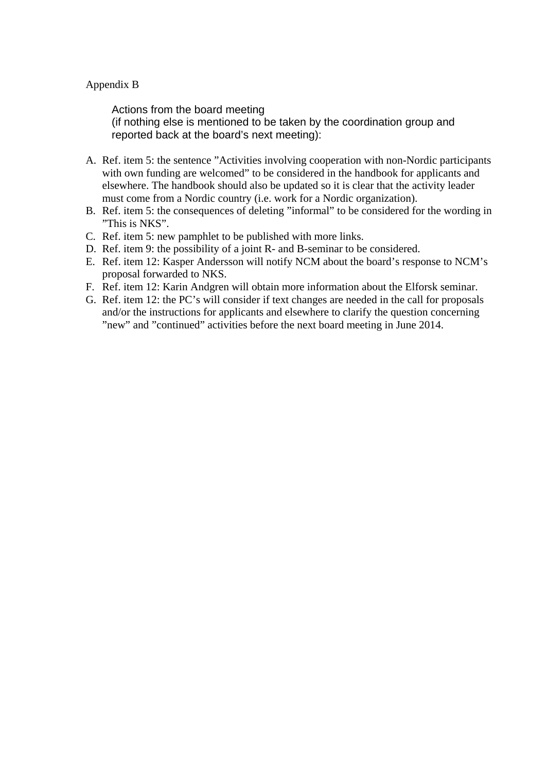Appendix B

Actions from the board meeting
(if nothing else is mentioned to be taken by the coordination group and reported back at the board’s next meeting):

A. Ref. item 5: the sentence ”Activities involving cooperation with non-Nordic participants with own funding are welcomed” to be considered in the handbook for applicants and elsewhere. The handbook should also be updated so it is clear that the activity leader must come from a Nordic country (i.e. work for a Nordic organization).
B. Ref. item 5: the consequences of deleting ”informal” to be considered for the wording in ”This is NKS”.
C. Ref. item 5: new pamphlet to be published with more links.
D. Ref. item 9: the possibility of a joint R- and B-seminar to be considered.
E. Ref. item 12: Kasper Andersson will notify NCM about the board’s response to NCM’s proposal forwarded to NKS.
F. Ref. item 12: Karin Andgren will obtain more information about the Elforsk seminar.
G. Ref. item 12: the PC’s will consider if text changes are needed in the call for proposals and/or the instructions for applicants and elsewhere to clarify the question concerning ”new” and ”continued” activities before the next board meeting in June 2014.